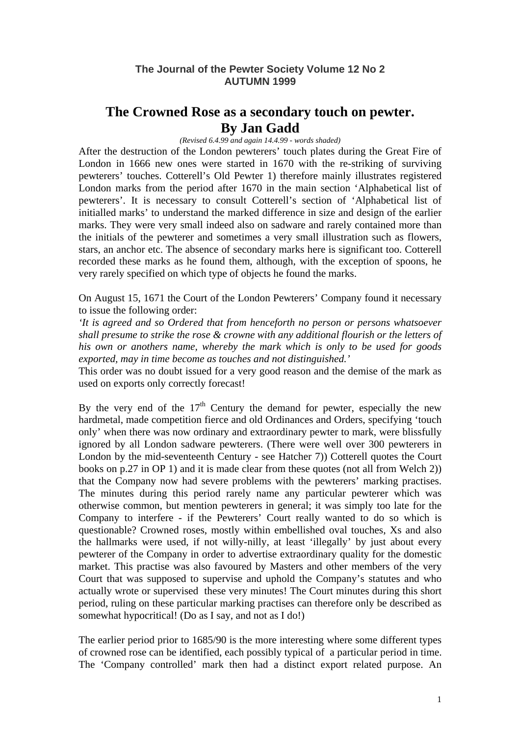**The Journal of the Pewter Society Volume 12 No 2**
**AUTUMN 1999**

# The Crowned Rose as a secondary touch on pewter.
# By Jan Gadd

*(Revised 6.4.99 and again 14.4.99 - words shaded)*

After the destruction of the London pewterers' touch plates during the Great Fire of London in 1666 new ones were started in 1670 with the re-striking of surviving pewterers' touches. Cotterell's Old Pewter 1) therefore mainly illustrates registered London marks from the period after 1670 in the main section 'Alphabetical list of pewterers'. It is necessary to consult Cotterell's section of 'Alphabetical list of initialled marks' to understand the marked difference in size and design of the earlier marks. They were very small indeed also on sadware and rarely contained more than the initials of the pewterer and sometimes a very small illustration such as flowers, stars, an anchor etc. The absence of secondary marks here is significant too. Cotterell recorded these marks as he found them, although, with the exception of spoons, he very rarely specified on which type of objects he found the marks.

On August 15, 1671 the Court of the London Pewterers' Company found it necessary to issue the following order:

*'It is agreed and so Ordered that from henceforth no person or persons whatsoever shall presume to strike the rose & crowne with any additional flourish or the letters of his own or anothers name, whereby the mark which is only to be used for goods exported, may in time become as touches and not distinguished.'*

This order was no doubt issued for a very good reason and the demise of the mark as used on exports only correctly forecast!

By the very end of the 17th Century the demand for pewter, especially the new hardmetal, made competition fierce and old Ordinances and Orders, specifying 'touch only' when there was now ordinary and extraordinary pewter to mark, were blissfully ignored by all London sadware pewterers. (There were well over 300 pewterers in London by the mid-seventeenth Century - see Hatcher 7)) Cotterell quotes the Court books on p.27 in OP 1) and it is made clear from these quotes (not all from Welch 2)) that the Company now had severe problems with the pewterers' marking practises. The minutes during this period rarely name any particular pewterer which was otherwise common, but mention pewterers in general; it was simply too late for the Company to interfere - if the Pewterers' Court really wanted to do so which is questionable? Crowned roses, mostly within embellished oval touches, Xs and also the hallmarks were used, if not willy-nilly, at least 'illegally' by just about every pewterer of the Company in order to advertise extraordinary quality for the domestic market. This practise was also favoured by Masters and other members of the very Court that was supposed to supervise and uphold the Company's statutes and who actually wrote or supervised these very minutes! The Court minutes during this short period, ruling on these particular marking practises can therefore only be described as somewhat hypocritical! (Do as I say, and not as I do!)

The earlier period prior to 1685/90 is the more interesting where some different types of crowned rose can be identified, each possibly typical of a particular period in time. The 'Company controlled' mark then had a distinct export related purpose. An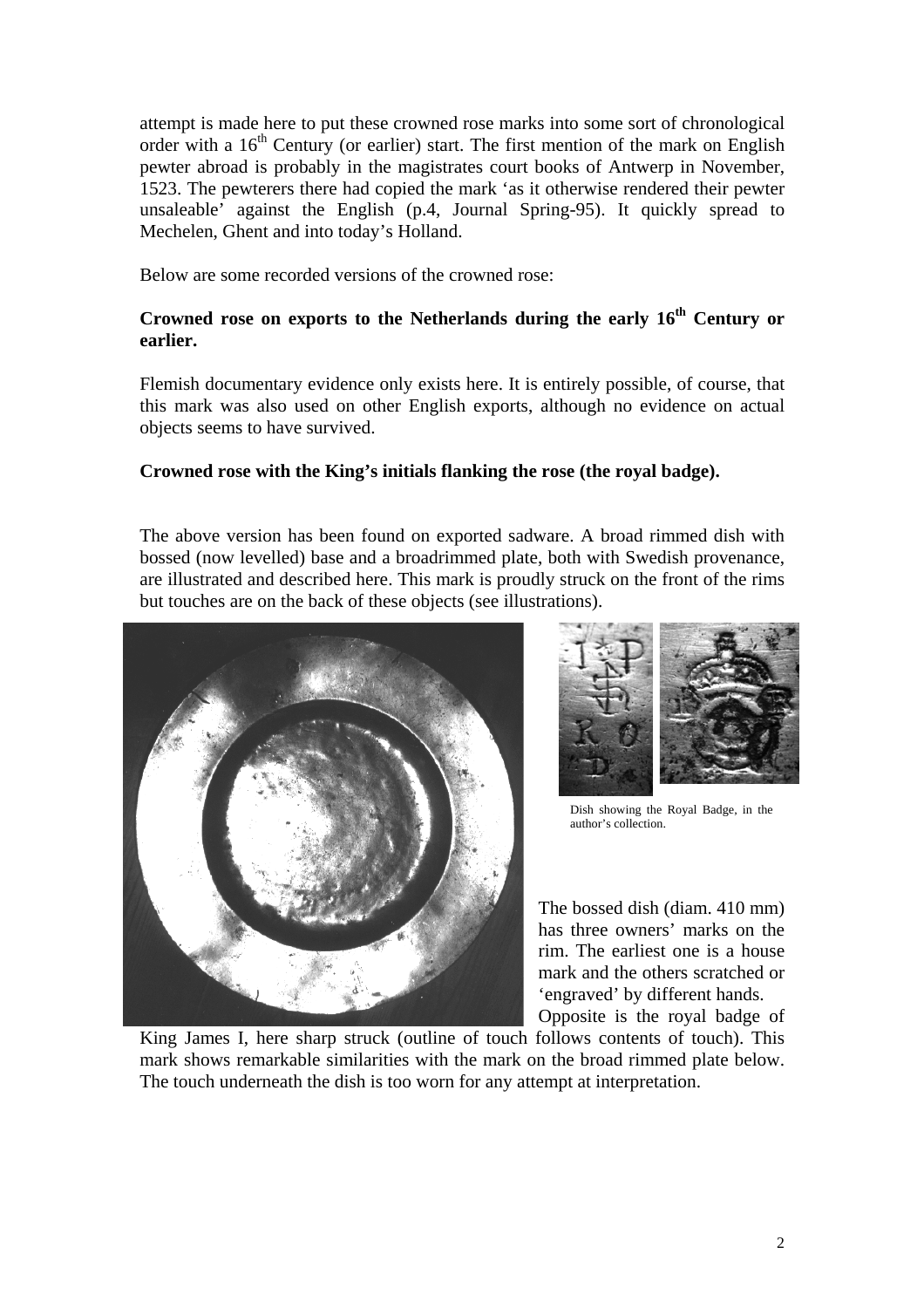attempt is made here to put these crowned rose marks into some sort of chronological order with a 16th Century (or earlier) start. The first mention of the mark on English pewter abroad is probably in the magistrates court books of Antwerp in November, 1523. The pewterers there had copied the mark 'as it otherwise rendered their pewter unsaleable' against the English (p.4, Journal Spring-95). It quickly spread to Mechelen, Ghent and into today's Holland.

Below are some recorded versions of the crowned rose:

**Crowned rose on exports to the Netherlands during the early 16th Century or earlier.**

Flemish documentary evidence only exists here. It is entirely possible, of course, that this mark was also used on other English exports, although no evidence on actual objects seems to have survived.

**Crowned rose with the King's initials flanking the rose (the royal badge).**

The above version has been found on exported sadware. A broad rimmed dish with bossed (now levelled) base and a broadrimmed plate, both with Swedish provenance, are illustrated and described here. This mark is proudly struck on the front of the rims but touches are on the back of these objects (see illustrations).

Dish showing the Royal Badge, in the author's collection.

The bossed dish (diam. 410 mm) has three owners' marks on the rim. The earliest one is a house mark and the others scratched or 'engraved' by different hands. Opposite is the royal badge of King James I, here sharp struck (outline of touch follows contents of touch). This mark shows remarkable similarities with the mark on the broad rimmed plate below. The touch underneath the dish is too worn for any attempt at interpretation.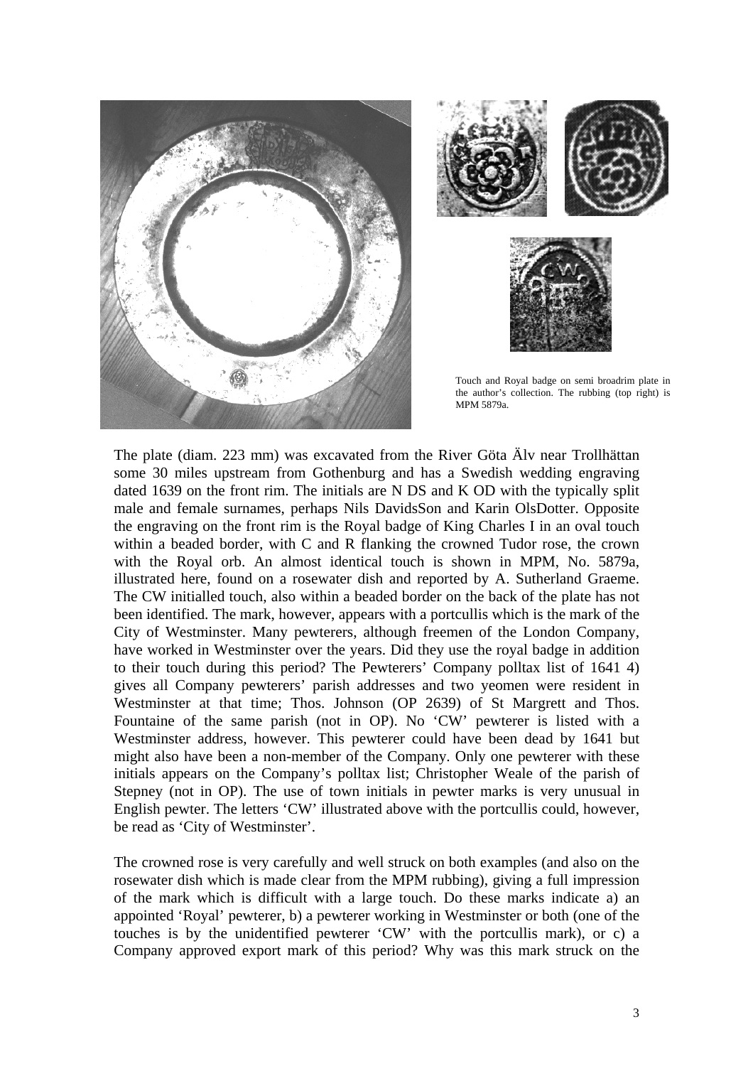Touch and Royal badge on semi broadrim plate in the author's collection. The rubbing (top right) is MPM 5879a.

The plate (diam. 223 mm) was excavated from the River Göta Älv near Trollhättan some 30 miles upstream from Gothenburg and has a Swedish wedding engraving dated 1639 on the front rim. The initials are N DS and K OD with the typically split male and female surnames, perhaps Nils DavidsSon and Karin OlsDotter. Opposite the engraving on the front rim is the Royal badge of King Charles I in an oval touch within a beaded border, with C and R flanking the crowned Tudor rose, the crown with the Royal orb. An almost identical touch is shown in MPM, No. 5879a, illustrated here, found on a rosewater dish and reported by A. Sutherland Graeme. The CW initialled touch, also within a beaded border on the back of the plate has not been identified. The mark, however, appears with a portcullis which is the mark of the City of Westminster. Many pewterers, although freemen of the London Company, have worked in Westminster over the years. Did they use the royal badge in addition to their touch during this period? The Pewterers' Company polltax list of 1641 4) gives all Company pewterers' parish addresses and two yeomen were resident in Westminster at that time; Thos. Johnson (OP 2639) of St Margrett and Thos. Fountaine of the same parish (not in OP). No 'CW' pewterer is listed with a Westminster address, however. This pewterer could have been dead by 1641 but might also have been a non-member of the Company. Only one pewterer with these initials appears on the Company's polltax list; Christopher Weale of the parish of Stepney (not in OP). The use of town initials in pewter marks is very unusual in English pewter. The letters 'CW' illustrated above with the portcullis could, however, be read as 'City of Westminster'.

The crowned rose is very carefully and well struck on both examples (and also on the rosewater dish which is made clear from the MPM rubbing), giving a full impression of the mark which is difficult with a large touch. Do these marks indicate a) an appointed 'Royal' pewterer, b) a pewterer working in Westminster or both (one of the touches is by the unidentified pewterer 'CW' with the portcullis mark), or c) a Company approved export mark of this period? Why was this mark struck on the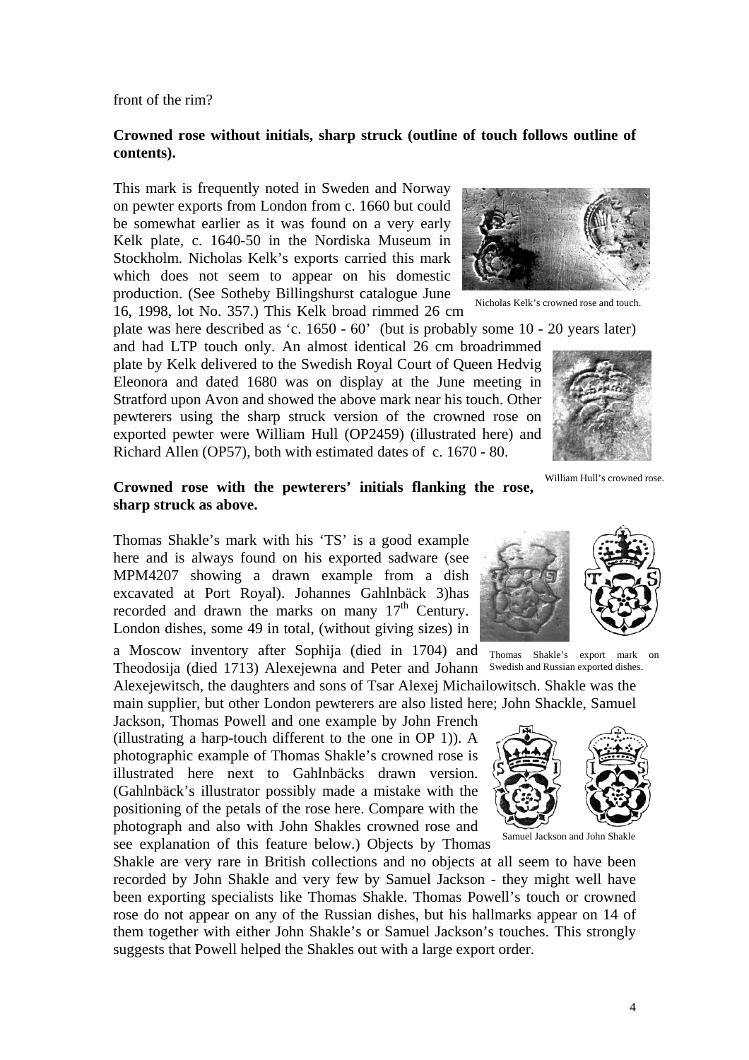front of the rim?

**Crowned rose without initials, sharp struck (outline of touch follows outline of contents).**

This mark is frequently noted in Sweden and Norway on pewter exports from London from c. 1660 but could be somewhat earlier as it was found on a very early Kelk plate, c. 1640-50 in the Nordiska Museum in Stockholm. Nicholas Kelk's exports carried this mark which does not seem to appear on his domestic production. (See Sotheby Billingshurst catalogue June 16, 1998, lot No. 357.) This Kelk broad rimmed 26 cm plate was here described as 'c. 1650 - 60' (but is probably some 10 - 20 years later) and had LTP touch only. An almost identical 26 cm broadrimmed plate by Kelk delivered to the Swedish Royal Court of Queen Hedvig Eleonora and dated 1680 was on display at the June meeting in Stratford upon Avon and showed the above mark near his touch. Other pewterers using the sharp struck version of the crowned rose on exported pewter were William Hull (OP2459) (illustrated here) and Richard Allen (OP57), both with estimated dates of c. 1670 - 80.

Nicholas Kelk's crowned rose and touch.

William Hull's crowned rose.

**Crowned rose with the pewterers' initials flanking the rose, sharp struck as above.**

Thomas Shakle's mark with his 'TS' is a good example here and is always found on his exported sadware (see MPM4207 showing a drawn example from a dish excavated at Port Royal). Johannes Gahlnbäck 3)has recorded and drawn the marks on many 17th Century. London dishes, some 49 in total, (without giving sizes) in a Moscow inventory after Sophija (died in 1704) and Theodosija (died 1713) Alexejewna and Peter and Johann Alexejewitsch, the daughters and sons of Tsar Alexej Michailowitsch. Shakle was the main supplier, but other London pewterers are also listed here; John Shackle, Samuel Jackson, Thomas Powell and one example by John French (illustrating a harp-touch different to the one in OP 1)). A photographic example of Thomas Shakle's crowned rose is illustrated here next to Gahlnbäcks drawn version. (Gahlnbäck's illustrator possibly made a mistake with the positioning of the petals of the rose here. Compare with the photograph and also with John Shakles crowned rose and see explanation of this feature below.) Objects by Thomas Shakle are very rare in British collections and no objects at all seem to have been recorded by John Shakle and very few by Samuel Jackson - they might well have been exporting specialists like Thomas Shakle. Thomas Powell's touch or crowned rose do not appear on any of the Russian dishes, but his hallmarks appear on 14 of them together with either John Shakle's or Samuel Jackson's touches. This strongly suggests that Powell helped the Shakles out with a large export order.

Thomas Shakle's export mark on Swedish and Russian exported dishes.

Samuel Jackson and John Shakle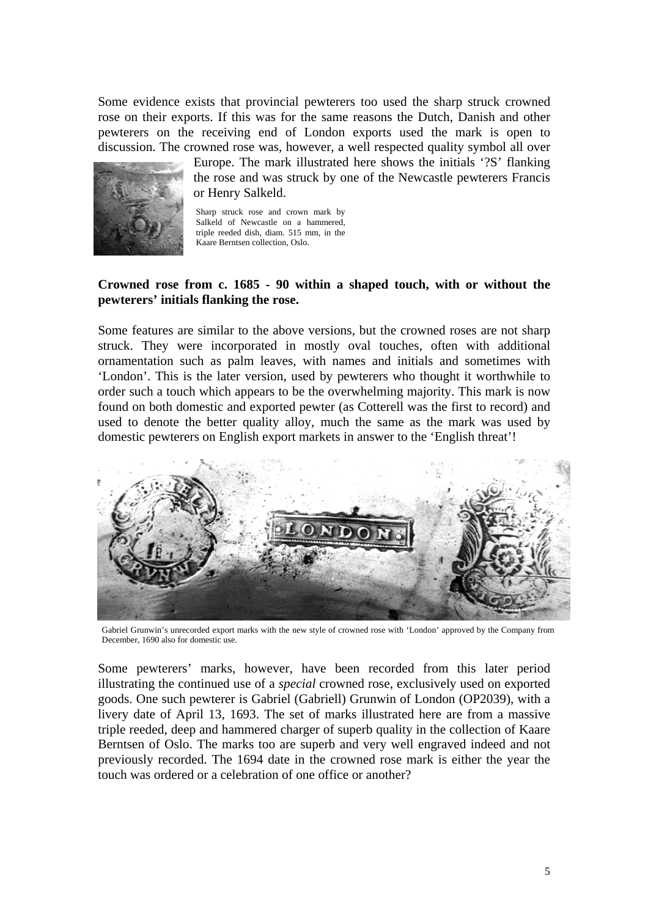Some evidence exists that provincial pewterers too used the sharp struck crowned rose on their exports. If this was for the same reasons the Dutch, Danish and other pewterers on the receiving end of London exports used the mark is open to discussion. The crowned rose was, however, a well respected quality symbol all over Europe. The mark illustrated here shows the initials '?S' flanking the rose and was struck by one of the Newcastle pewterers Francis or Henry Salkeld.

Sharp struck rose and crown mark by Salkeld of Newcastle on a hammered, triple reeded dish, diam. 515 mm, in the Kaare Berntsen collection, Oslo.

**Crowned rose from c. 1685 - 90 within a shaped touch, with or without the pewterers' initials flanking the rose.**

Some features are similar to the above versions, but the crowned roses are not sharp struck. They were incorporated in mostly oval touches, often with additional ornamentation such as palm leaves, with names and initials and sometimes with 'London'. This is the later version, used by pewterers who thought it worthwhile to order such a touch which appears to be the overwhelming majority. This mark is now found on both domestic and exported pewter (as Cotterell was the first to record) and used to denote the better quality alloy, much the same as the mark was used by domestic pewterers on English export markets in answer to the 'English threat'!

Gabriel Grunwin's unrecorded export marks with the new style of crowned rose with 'London' approved by the Company from December, 1690 also for domestic use.

Some pewterers' marks, however, have been recorded from this later period illustrating the continued use of a *special* crowned rose, exclusively used on exported goods. One such pewterer is Gabriel (Gabriell) Grunwin of London (OP2039), with a livery date of April 13, 1693. The set of marks illustrated here are from a massive triple reeded, deep and hammered charger of superb quality in the collection of Kaare Berntsen of Oslo. The marks too are superb and very well engraved indeed and not previously recorded. The 1694 date in the crowned rose mark is either the year the touch was ordered or a celebration of one office or another?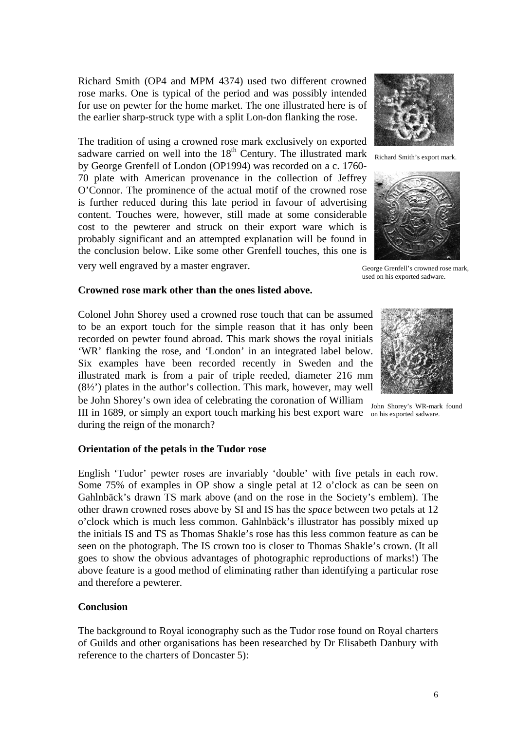Richard Smith (OP4 and MPM 4374) used two different crowned rose marks. One is typical of the period and was possibly intended for use on pewter for the home market. The one illustrated here is of the earlier sharp-struck type with a split Lon-don flanking the rose.

Richard Smith's export mark.

The tradition of using a crowned rose mark exclusively on exported sadware carried on well into the 18th Century. The illustrated mark by George Grenfell of London (OP1994) was recorded on a c. 1760-70 plate with American provenance in the collection of Jeffrey O'Connor. The prominence of the actual motif of the crowned rose is further reduced during this late period in favour of advertising content. Touches were, however, still made at some considerable cost to the pewterer and struck on their export ware which is probably significant and an attempted explanation will be found in the conclusion below. Like some other Grenfell touches, this one is very well engraved by a master engraver.

George Grenfell's crowned rose mark, used on his exported sadware.

**Crowned rose mark other than the ones listed above.**

Colonel John Shorey used a crowned rose touch that can be assumed to be an export touch for the simple reason that it has only been recorded on pewter found abroad. This mark shows the royal initials 'WR' flanking the rose, and 'London' in an integrated label below. Six examples have been recorded recently in Sweden and the illustrated mark is from a pair of triple reeded, diameter 216 mm (8½') plates in the author's collection. This mark, however, may well be John Shorey's own idea of celebrating the coronation of William III in 1689, or simply an export touch marking his best export ware during the reign of the monarch?

John Shorey's WR-mark found on his exported sadware.

**Orientation of the petals in the Tudor rose**

English 'Tudor' pewter roses are invariably 'double' with five petals in each row. Some 75% of examples in OP show a single petal at 12 o'clock as can be seen on Gahlnbäck's drawn TS mark above (and on the rose in the Society's emblem). The other drawn crowned roses above by SI and IS has the *space* between two petals at 12 o'clock which is much less common. Gahlnbäck's illustrator has possibly mixed up the initials IS and TS as Thomas Shakle's rose has this less common feature as can be seen on the photograph. The IS crown too is closer to Thomas Shakle's crown. (It all goes to show the obvious advantages of photographic reproductions of marks!) The above feature is a good method of eliminating rather than identifying a particular rose and therefore a pewterer.

**Conclusion**

The background to Royal iconography such as the Tudor rose found on Royal charters of Guilds and other organisations has been researched by Dr Elisabeth Danbury with reference to the charters of Doncaster 5):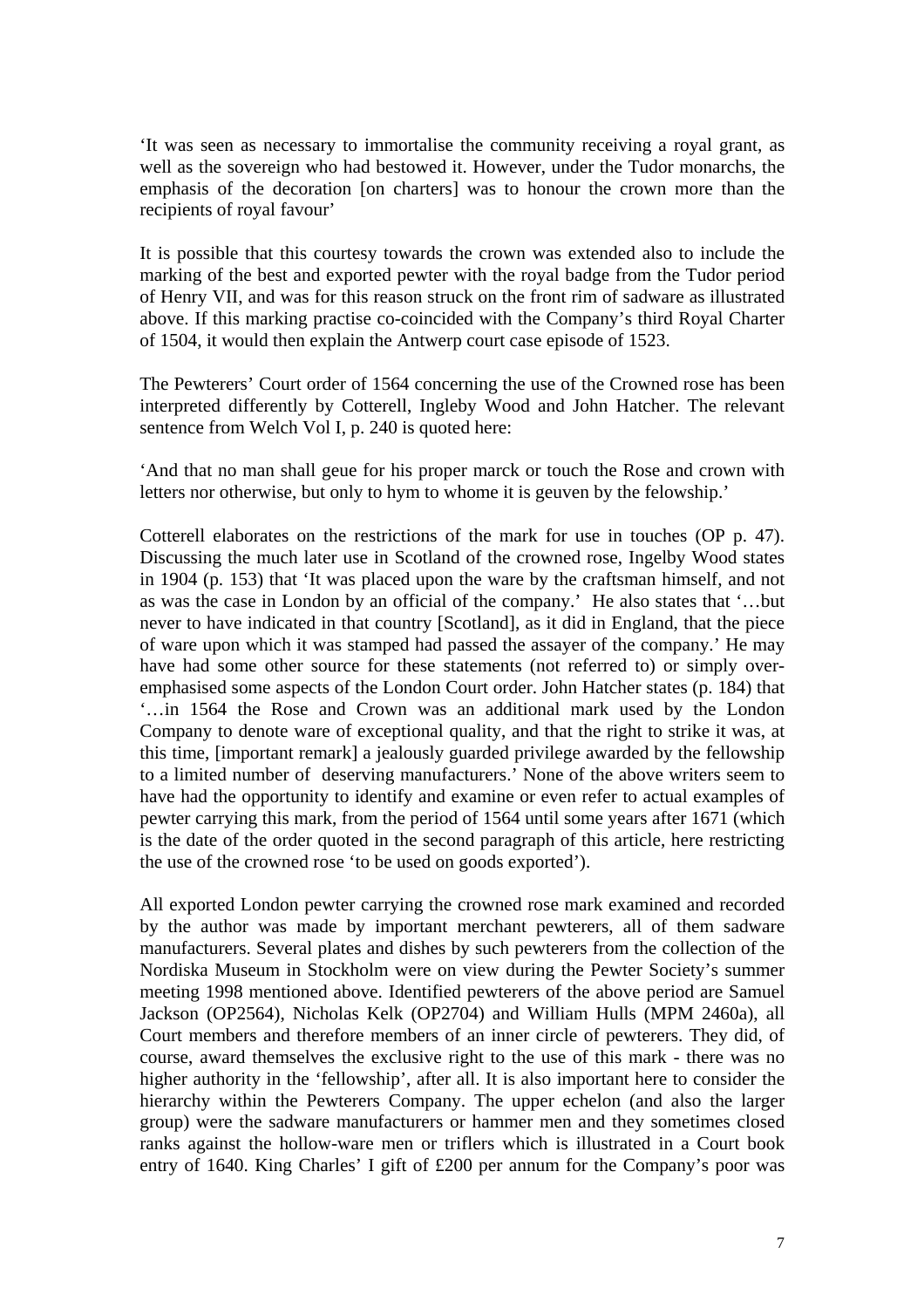'It was seen as necessary to immortalise the community receiving a royal grant, as well as the sovereign who had bestowed it. However, under the Tudor monarchs, the emphasis of the decoration [on charters] was to honour the crown more than the recipients of royal favour'

It is possible that this courtesy towards the crown was extended also to include the marking of the best and exported pewter with the royal badge from the Tudor period of Henry VII, and was for this reason struck on the front rim of sadware as illustrated above. If this marking practise co-coincided with the Company's third Royal Charter of 1504, it would then explain the Antwerp court case episode of 1523.

The Pewterers' Court order of 1564 concerning the use of the Crowned rose has been interpreted differently by Cotterell, Ingleby Wood and John Hatcher. The relevant sentence from Welch Vol I, p. 240 is quoted here:

'And that no man shall geue for his proper marck or touch the Rose and crown with letters nor otherwise, but only to hym to whome it is geuven by the felowship.'

Cotterell elaborates on the restrictions of the mark for use in touches (OP p. 47). Discussing the much later use in Scotland of the crowned rose, Ingelby Wood states in 1904 (p. 153) that 'It was placed upon the ware by the craftsman himself, and not as was the case in London by an official of the company.' He also states that '…but never to have indicated in that country [Scotland], as it did in England, that the piece of ware upon which it was stamped had passed the assayer of the company.' He may have had some other source for these statements (not referred to) or simply over-emphasised some aspects of the London Court order. John Hatcher states (p. 184) that '…in 1564 the Rose and Crown was an additional mark used by the London Company to denote ware of exceptional quality, and that the right to strike it was, at this time, [important remark] a jealously guarded privilege awarded by the fellowship to a limited number of deserving manufacturers.' None of the above writers seem to have had the opportunity to identify and examine or even refer to actual examples of pewter carrying this mark, from the period of 1564 until some years after 1671 (which is the date of the order quoted in the second paragraph of this article, here restricting the use of the crowned rose 'to be used on goods exported').

All exported London pewter carrying the crowned rose mark examined and recorded by the author was made by important merchant pewterers, all of them sadware manufacturers. Several plates and dishes by such pewterers from the collection of the Nordiska Museum in Stockholm were on view during the Pewter Society's summer meeting 1998 mentioned above. Identified pewterers of the above period are Samuel Jackson (OP2564), Nicholas Kelk (OP2704) and William Hulls (MPM 2460a), all Court members and therefore members of an inner circle of pewterers. They did, of course, award themselves the exclusive right to the use of this mark - there was no higher authority in the 'fellowship', after all. It is also important here to consider the hierarchy within the Pewterers Company. The upper echelon (and also the larger group) were the sadware manufacturers or hammer men and they sometimes closed ranks against the hollow-ware men or triflers which is illustrated in a Court book entry of 1640. King Charles' I gift of £200 per annum for the Company's poor was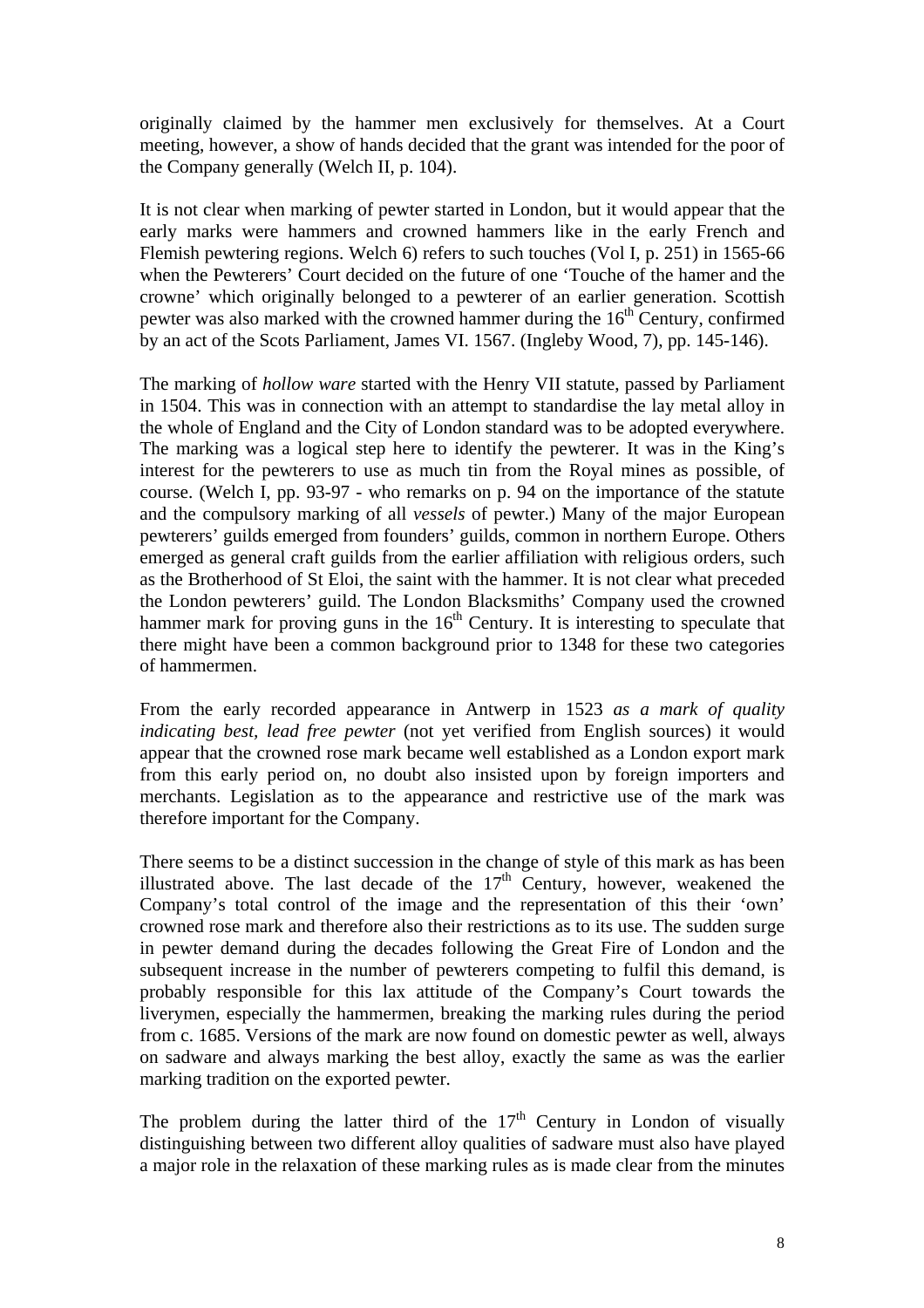originally claimed by the hammer men exclusively for themselves. At a Court meeting, however, a show of hands decided that the grant was intended for the poor of the Company generally (Welch II, p. 104).

It is not clear when marking of pewter started in London, but it would appear that the early marks were hammers and crowned hammers like in the early French and Flemish pewtering regions. Welch 6) refers to such touches (Vol I, p. 251) in 1565-66 when the Pewterers' Court decided on the future of one 'Touche of the hamer and the crowne' which originally belonged to a pewterer of an earlier generation. Scottish pewter was also marked with the crowned hammer during the 16th Century, confirmed by an act of the Scots Parliament, James VI. 1567. (Ingleby Wood, 7), pp. 145-146).

The marking of *hollow ware* started with the Henry VII statute, passed by Parliament in 1504. This was in connection with an attempt to standardise the lay metal alloy in the whole of England and the City of London standard was to be adopted everywhere. The marking was a logical step here to identify the pewterer. It was in the King's interest for the pewterers to use as much tin from the Royal mines as possible, of course. (Welch I, pp. 93-97 - who remarks on p. 94 on the importance of the statute and the compulsory marking of all *vessels* of pewter.) Many of the major European pewterers' guilds emerged from founders' guilds, common in northern Europe. Others emerged as general craft guilds from the earlier affiliation with religious orders, such as the Brotherhood of St Eloi, the saint with the hammer. It is not clear what preceded the London pewterers' guild. The London Blacksmiths' Company used the crowned hammer mark for proving guns in the 16th Century. It is interesting to speculate that there might have been a common background prior to 1348 for these two categories of hammermen.

From the early recorded appearance in Antwerp in 1523 *as a mark of quality indicating best, lead free pewter* (not yet verified from English sources) it would appear that the crowned rose mark became well established as a London export mark from this early period on, no doubt also insisted upon by foreign importers and merchants. Legislation as to the appearance and restrictive use of the mark was therefore important for the Company.

There seems to be a distinct succession in the change of style of this mark as has been illustrated above. The last decade of the 17th Century, however, weakened the Company's total control of the image and the representation of this their 'own' crowned rose mark and therefore also their restrictions as to its use. The sudden surge in pewter demand during the decades following the Great Fire of London and the subsequent increase in the number of pewterers competing to fulfil this demand, is probably responsible for this lax attitude of the Company's Court towards the liverymen, especially the hammermen, breaking the marking rules during the period from c. 1685. Versions of the mark are now found on domestic pewter as well, always on sadware and always marking the best alloy, exactly the same as was the earlier marking tradition on the exported pewter.

The problem during the latter third of the 17th Century in London of visually distinguishing between two different alloy qualities of sadware must also have played a major role in the relaxation of these marking rules as is made clear from the minutes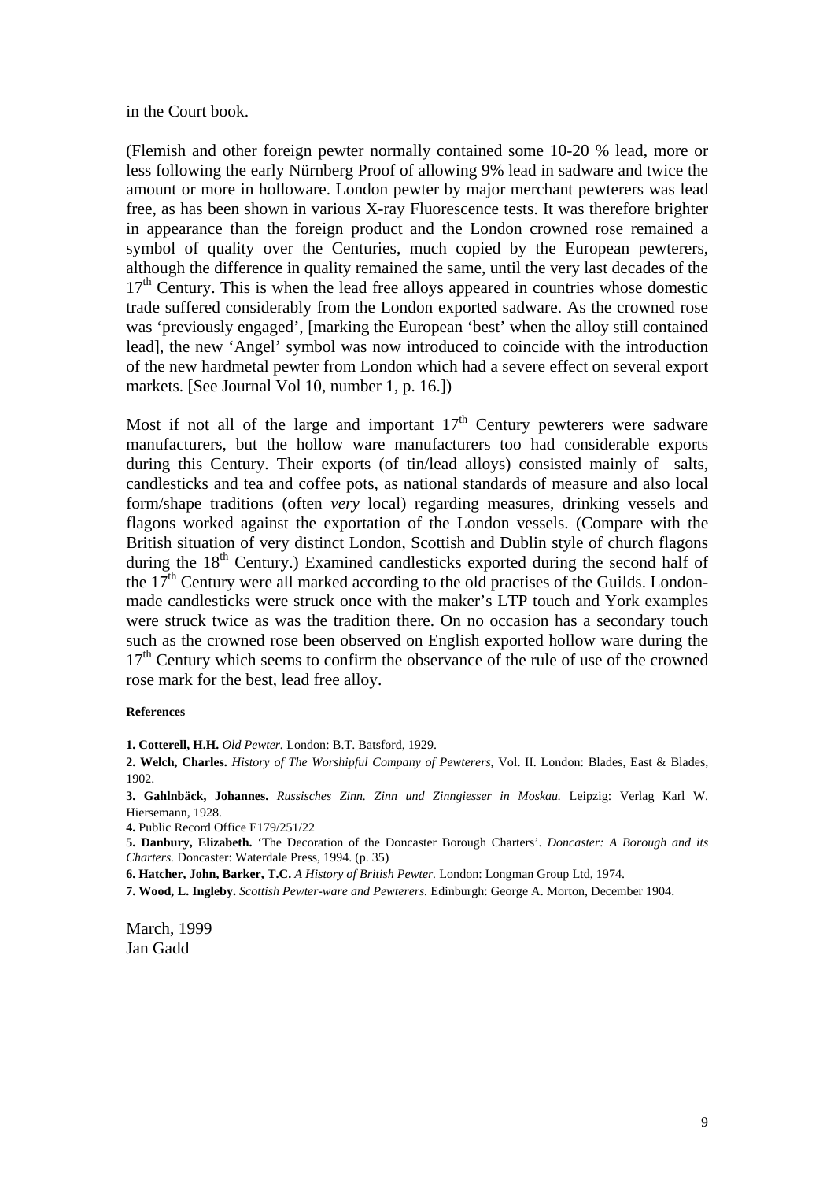in the Court book.

(Flemish and other foreign pewter normally contained some 10-20 % lead, more or less following the early Nürnberg Proof of allowing 9% lead in sadware and twice the amount or more in holloware. London pewter by major merchant pewterers was lead free, as has been shown in various X-ray Fluorescence tests. It was therefore brighter in appearance than the foreign product and the London crowned rose remained a symbol of quality over the Centuries, much copied by the European pewterers, although the difference in quality remained the same, until the very last decades of the 17th Century. This is when the lead free alloys appeared in countries whose domestic trade suffered considerably from the London exported sadware. As the crowned rose was 'previously engaged', [marking the European 'best' when the alloy still contained lead], the new 'Angel' symbol was now introduced to coincide with the introduction of the new hardmetal pewter from London which had a severe effect on several export markets. [See Journal Vol 10, number 1, p. 16.])

Most if not all of the large and important 17th Century pewterers were sadware manufacturers, but the hollow ware manufacturers too had considerable exports during this Century. Their exports (of tin/lead alloys) consisted mainly of salts, candlesticks and tea and coffee pots, as national standards of measure and also local form/shape traditions (often *very* local) regarding measures, drinking vessels and flagons worked against the exportation of the London vessels. (Compare with the British situation of very distinct London, Scottish and Dublin style of church flagons during the 18th Century.) Examined candlesticks exported during the second half of the 17th Century were all marked according to the old practises of the Guilds. London-made candlesticks were struck once with the maker's LTP touch and York examples were struck twice as was the tradition there. On no occasion has a secondary touch such as the crowned rose been observed on English exported hollow ware during the 17th Century which seems to confirm the observance of the rule of use of the crowned rose mark for the best, lead free alloy.

**References**

**1. Cotterell, H.H.** *Old Pewter.* London: B.T. Batsford, 1929.

**2. Welch, Charles.** *History of The Worshipful Company of Pewterers,* Vol. II. London: Blades, East & Blades, 1902.

**3. Gahlnbäck, Johannes.** *Russisches Zinn. Zinn und Zinngiesser in Moskau.* Leipzig: Verlag Karl W. Hiersemann, 1928.

**4.** Public Record Office E179/251/22

**5. Danbury, Elizabeth.** 'The Decoration of the Doncaster Borough Charters'. *Doncaster: A Borough and its Charters.* Doncaster: Waterdale Press, 1994. (p. 35)

**6. Hatcher, John, Barker, T.C.** *A History of British Pewter.* London: Longman Group Ltd, 1974.

**7. Wood, L. Ingleby.** *Scottish Pewter-ware and Pewterers.* Edinburgh: George A. Morton, December 1904.

March, 1999
Jan Gadd